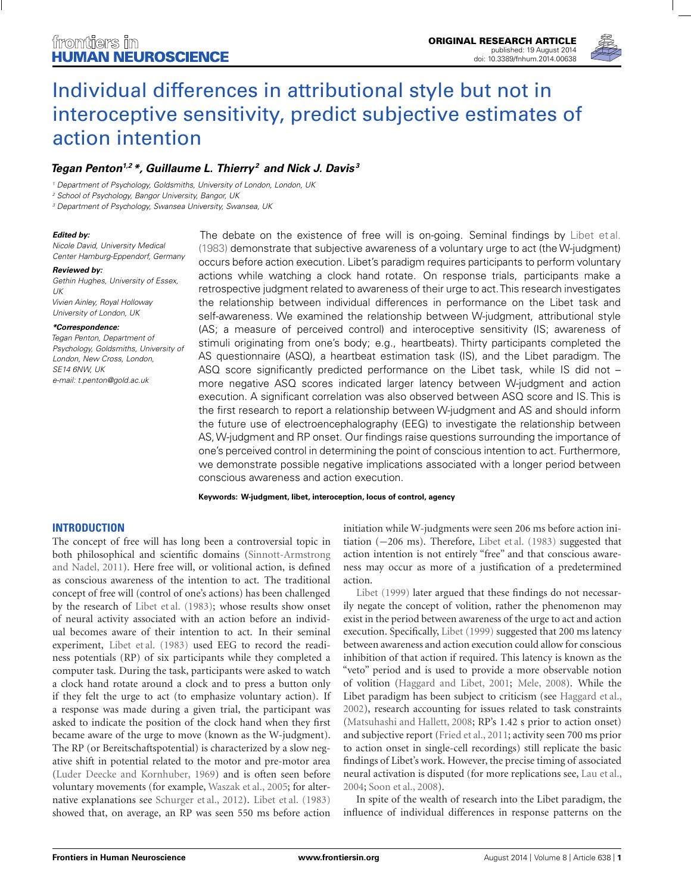ORIGINAL RESEARCH ARTICLE
published: 19 August 2014
doi: 10.3389/fnhum.2014.00638

# Individual differences in attributional style but not in interoceptive sensitivity, predict subjective estimates of action intention

***Tegan Penton[1,2]\*, Guillaume L. Thierry[2] and Nick J. Davis[3]***

[1] Department of Psychology, Goldsmiths, University of London, London, UK
[2] School of Psychology, Bangor University, Bangor, UK
[3] Department of Psychology, Swansea University, Swansea, UK

***Edited by:***
*Nicole David, University Medical Center Hamburg-Eppendorf, Germany*

***Reviewed by:***
*Gethin Hughes, University of Essex, UK*
*Vivien Ainley, Royal Holloway University of London, UK*

***\*Correspondence:***
*Tegan Penton, Department of Psychology, Goldsmiths, University of London, New Cross, London, SE14 6NW, UK*
*e-mail: t.penton@gold.ac.uk*

The debate on the existence of free will is on-going. Seminal findings by Libet et al. (1983) demonstrate that subjective awareness of a voluntary urge to act (the W-judgment) occurs before action execution. Libet's paradigm requires participants to perform voluntary actions while watching a clock hand rotate. On response trials, participants make a retrospective judgment related to awareness of their urge to act. This research investigates the relationship between individual differences in performance on the Libet task and self-awareness. We examined the relationship between W-judgment, attributional style (AS; a measure of perceived control) and interoceptive sensitivity (IS; awareness of stimuli originating from one's body; e.g., heartbeats). Thirty participants completed the AS questionnaire (ASQ), a heartbeat estimation task (IS), and the Libet paradigm. The ASQ score significantly predicted performance on the Libet task, while IS did not – more negative ASQ scores indicated larger latency between W-judgment and action execution. A significant correlation was also observed between ASQ score and IS. This is the first research to report a relationship between W-judgment and AS and should inform the future use of electroencephalography (EEG) to investigate the relationship between AS, W-judgment and RP onset. Our findings raise questions surrounding the importance of one's perceived control in determining the point of conscious intention to act. Furthermore, we demonstrate possible negative implications associated with a longer period between conscious awareness and action execution.

**Keywords: W-judgment, libet, interoception, locus of control, agency**

## INTRODUCTION

The concept of free will has long been a controversial topic in both philosophical and scientific domains (Sinnott-Armstrong and Nadel, 2011). Here free will, or volitional action, is defined as conscious awareness of the intention to act. The traditional concept of free will (control of one's actions) has been challenged by the research of Libet et al. (1983); whose results show onset of neural activity associated with an action before an individual becomes aware of their intention to act. In their seminal experiment, Libet et al. (1983) used EEG to record the readiness potentials (RP) of six participants while they completed a computer task. During the task, participants were asked to watch a clock hand rotate around a clock and to press a button only if they felt the urge to act (to emphasize voluntary action). If a response was made during a given trial, the participant was asked to indicate the position of the clock hand when they first became aware of the urge to move (known as the W-judgment). The RP (or Bereitschaftspotential) is characterized by a slow negative shift in potential related to the motor and pre-motor area (Luder Deecke and Kornhuber, 1969) and is often seen before voluntary movements (for example, Waszak et al., 2005; for alternative explanations see Schurger et al., 2012). Libet et al. (1983) showed that, on average, an RP was seen 550 ms before action initiation while W-judgments were seen 206 ms before action initiation (−206 ms). Therefore, Libet et al. (1983) suggested that action intention is not entirely "free" and that conscious awareness may occur as more of a justification of a predetermined action.

Libet (1999) later argued that these findings do not necessarily negate the concept of volition, rather the phenomenon may exist in the period between awareness of the urge to act and action execution. Specifically, Libet (1999) suggested that 200 ms latency between awareness and action execution could allow for conscious inhibition of that action if required. This latency is known as the "veto" period and is used to provide a more observable notion of volition (Haggard and Libet, 2001; Mele, 2008). While the Libet paradigm has been subject to criticism (see Haggard et al., 2002), research accounting for issues related to task constraints (Matsuhashi and Hallett, 2008; RP's 1.42 s prior to action onset) and subjective report (Fried et al., 2011; activity seen 700 ms prior to action onset in single-cell recordings) still replicate the basic findings of Libet's work. However, the precise timing of associated neural activation is disputed (for more replications see, Lau et al., 2004; Soon et al., 2008).

In spite of the wealth of research into the Libet paradigm, the influence of individual differences in response patterns on the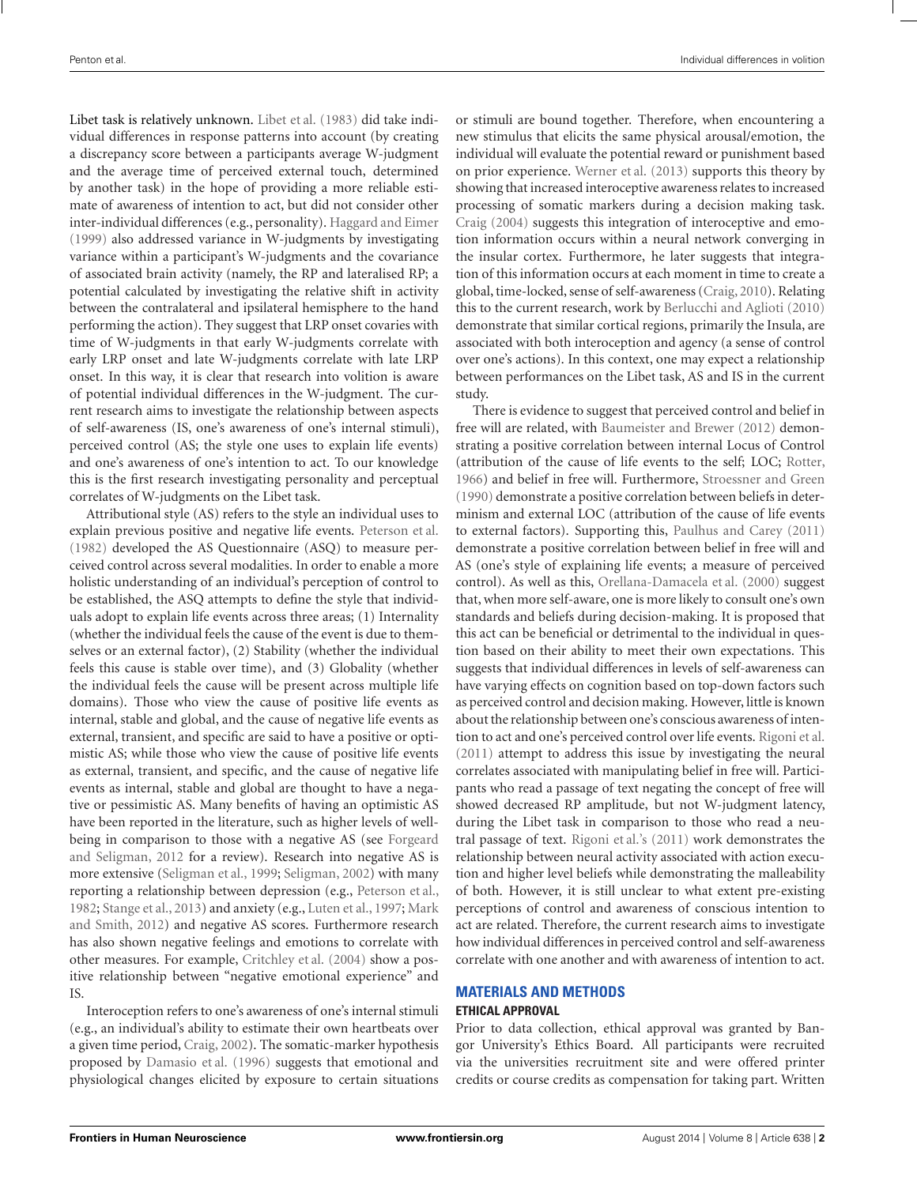Libet task is relatively unknown. Libet et al. (1983) did take individual differences in response patterns into account (by creating a discrepancy score between a participants average W-judgment and the average time of perceived external touch, determined by another task) in the hope of providing a more reliable estimate of awareness of intention to act, but did not consider other inter-individual differences (e.g., personality). Haggard and Eimer (1999) also addressed variance in W-judgments by investigating variance within a participant's W-judgments and the covariance of associated brain activity (namely, the RP and lateralised RP; a potential calculated by investigating the relative shift in activity between the contralateral and ipsilateral hemisphere to the hand performing the action). They suggest that LRP onset covaries with time of W-judgments in that early W-judgments correlate with early LRP onset and late W-judgments correlate with late LRP onset. In this way, it is clear that research into volition is aware of potential individual differences in the W-judgment. The current research aims to investigate the relationship between aspects of self-awareness (IS, one's awareness of one's internal stimuli), perceived control (AS; the style one uses to explain life events) and one's awareness of one's intention to act. To our knowledge this is the first research investigating personality and perceptual correlates of W-judgments on the Libet task.

Attributional style (AS) refers to the style an individual uses to explain previous positive and negative life events. Peterson et al. (1982) developed the AS Questionnaire (ASQ) to measure perceived control across several modalities. In order to enable a more holistic understanding of an individual's perception of control to be established, the ASQ attempts to define the style that individuals adopt to explain life events across three areas; (1) Internality (whether the individual feels the cause of the event is due to themselves or an external factor), (2) Stability (whether the individual feels this cause is stable over time), and (3) Globality (whether the individual feels the cause will be present across multiple life domains). Those who view the cause of positive life events as internal, stable and global, and the cause of negative life events as external, transient, and specific are said to have a positive or optimistic AS; while those who view the cause of positive life events as external, transient, and specific, and the cause of negative life events as internal, stable and global are thought to have a negative or pessimistic AS. Many benefits of having an optimistic AS have been reported in the literature, such as higher levels of well-being in comparison to those with a negative AS (see Forgeard and Seligman, 2012 for a review). Research into negative AS is more extensive (Seligman et al., 1999; Seligman, 2002) with many reporting a relationship between depression (e.g., Peterson et al., 1982; Stange et al., 2013) and anxiety (e.g., Luten et al., 1997; Mark and Smith, 2012) and negative AS scores. Furthermore research has also shown negative feelings and emotions to correlate with other measures. For example, Critchley et al. (2004) show a positive relationship between "negative emotional experience" and IS.

Interoception refers to one's awareness of one's internal stimuli (e.g., an individual's ability to estimate their own heartbeats over a given time period, Craig, 2002). The somatic-marker hypothesis proposed by Damasio et al. (1996) suggests that emotional and physiological changes elicited by exposure to certain situations or stimuli are bound together. Therefore, when encountering a new stimulus that elicits the same physical arousal/emotion, the individual will evaluate the potential reward or punishment based on prior experience. Werner et al. (2013) supports this theory by showing that increased interoceptive awareness relates to increased processing of somatic markers during a decision making task. Craig (2004) suggests this integration of interoceptive and emotion information occurs within a neural network converging in the insular cortex. Furthermore, he later suggests that integration of this information occurs at each moment in time to create a global, time-locked, sense of self-awareness (Craig, 2010). Relating this to the current research, work by Berlucchi and Aglioti (2010) demonstrate that similar cortical regions, primarily the Insula, are associated with both interoception and agency (a sense of control over one's actions). In this context, one may expect a relationship between performances on the Libet task, AS and IS in the current study.

There is evidence to suggest that perceived control and belief in free will are related, with Baumeister and Brewer (2012) demonstrating a positive correlation between internal Locus of Control (attribution of the cause of life events to the self; LOC; Rotter, 1966) and belief in free will. Furthermore, Stroessner and Green (1990) demonstrate a positive correlation between beliefs in determinism and external LOC (attribution of the cause of life events to external factors). Supporting this, Paulhus and Carey (2011) demonstrate a positive correlation between belief in free will and AS (one's style of explaining life events; a measure of perceived control). As well as this, Orellana-Damacela et al. (2000) suggest that, when more self-aware, one is more likely to consult one's own standards and beliefs during decision-making. It is proposed that this act can be beneficial or detrimental to the individual in question based on their ability to meet their own expectations. This suggests that individual differences in levels of self-awareness can have varying effects on cognition based on top-down factors such as perceived control and decision making. However, little is known about the relationship between one's conscious awareness of intention to act and one's perceived control over life events. Rigoni et al. (2011) attempt to address this issue by investigating the neural correlates associated with manipulating belief in free will. Participants who read a passage of text negating the concept of free will showed decreased RP amplitude, but not W-judgment latency, during the Libet task in comparison to those who read a neutral passage of text. Rigoni et al.'s (2011) work demonstrates the relationship between neural activity associated with action execution and higher level beliefs while demonstrating the malleability of both. However, it is still unclear to what extent pre-existing perceptions of control and awareness of conscious intention to act are related. Therefore, the current research aims to investigate how individual differences in perceived control and self-awareness correlate with one another and with awareness of intention to act.

## MATERIALS AND METHODS

### ETHICAL APPROVAL

Prior to data collection, ethical approval was granted by Bangor University's Ethics Board. All participants were recruited via the universities recruitment site and were offered printer credits or course credits as compensation for taking part. Written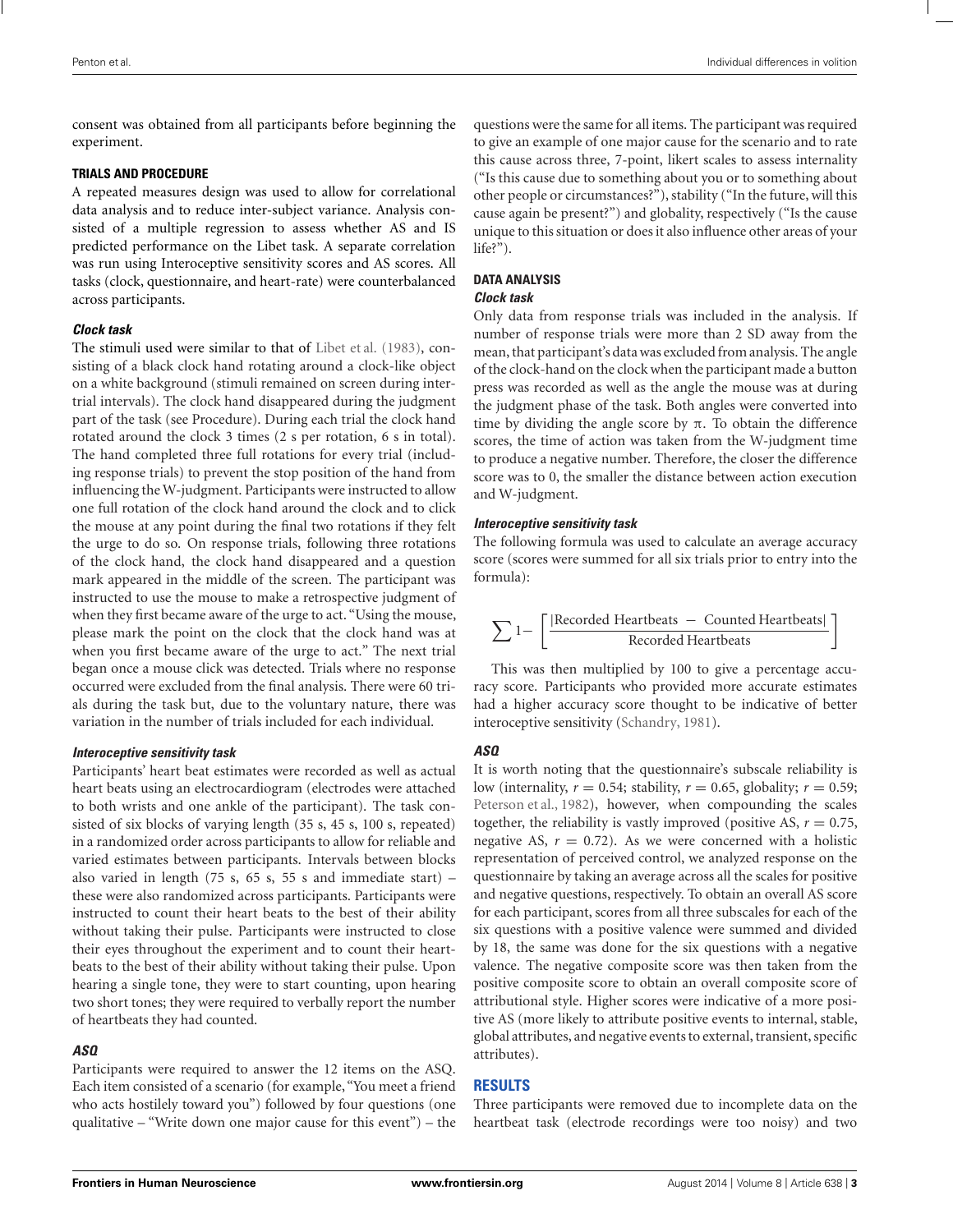consent was obtained from all participants before beginning the experiment.

### TRIALS AND PROCEDURE

A repeated measures design was used to allow for correlational data analysis and to reduce inter-subject variance. Analysis consisted of a multiple regression to assess whether AS and IS predicted performance on the Libet task. A separate correlation was run using Interoceptive sensitivity scores and AS scores. All tasks (clock, questionnaire, and heart-rate) were counterbalanced across participants.

#### *Clock task*

The stimuli used were similar to that of Libet et al. (1983), consisting of a black clock hand rotating around a clock-like object on a white background (stimuli remained on screen during inter-trial intervals). The clock hand disappeared during the judgment part of the task (see Procedure). During each trial the clock hand rotated around the clock 3 times (2 s per rotation, 6 s in total). The hand completed three full rotations for every trial (including response trials) to prevent the stop position of the hand from influencing the W-judgment. Participants were instructed to allow one full rotation of the clock hand around the clock and to click the mouse at any point during the final two rotations if they felt the urge to do so. On response trials, following three rotations of the clock hand, the clock hand disappeared and a question mark appeared in the middle of the screen. The participant was instructed to use the mouse to make a retrospective judgment of when they first became aware of the urge to act. "Using the mouse, please mark the point on the clock that the clock hand was at when you first became aware of the urge to act." The next trial began once a mouse click was detected. Trials where no response occurred were excluded from the final analysis. There were 60 trials during the task but, due to the voluntary nature, there was variation in the number of trials included for each individual.

#### *Interoceptive sensitivity task*

Participants' heart beat estimates were recorded as well as actual heart beats using an electrocardiogram (electrodes were attached to both wrists and one ankle of the participant). The task consisted of six blocks of varying length (35 s, 45 s, 100 s, repeated) in a randomized order across participants to allow for reliable and varied estimates between participants. Intervals between blocks also varied in length (75 s, 65 s, 55 s and immediate start) – these were also randomized across participants. Participants were instructed to count their heart beats to the best of their ability without taking their pulse. Participants were instructed to close their eyes throughout the experiment and to count their heartbeats to the best of their ability without taking their pulse. Upon hearing a single tone, they were to start counting, upon hearing two short tones; they were required to verbally report the number of heartbeats they had counted.

#### *ASQ*

Participants were required to answer the 12 items on the ASQ. Each item consisted of a scenario (for example, "You meet a friend who acts hostilely toward you") followed by four questions (one qualitative – "Write down one major cause for this event") – the questions were the same for all items. The participant was required to give an example of one major cause for the scenario and to rate this cause across three, 7-point, likert scales to assess internality ("Is this cause due to something about you or to something about other people or circumstances?"), stability ("In the future, will this cause again be present?") and globality, respectively ("Is the cause unique to this situation or does it also influence other areas of your life?").

### DATA ANALYSIS

#### *Clock task*

Only data from response trials was included in the analysis. If number of response trials were more than 2 SD away from the mean, that participant's data was excluded from analysis. The angle of the clock-hand on the clock when the participant made a button press was recorded as well as the angle the mouse was at during the judgment phase of the task. Both angles were converted into time by dividing the angle score by $\pi$. To obtain the difference scores, the time of action was taken from the W-judgment time to produce a negative number. Therefore, the closer the difference score was to 0, the smaller the distance between action execution and W-judgment.

#### *Interoceptive sensitivity task*

The following formula was used to calculate an average accuracy score (scores were summed for all six trials prior to entry into the formula):

$$\sum 1 - \left[ \frac{|\text{Recorded Heartbeats} - \text{Counted Heartbeats}|}{\text{Recorded Heartbeats}} \right]$$

This was then multiplied by 100 to give a percentage accuracy score. Participants who provided more accurate estimates had a higher accuracy score thought to be indicative of better interoceptive sensitivity (Schandry, 1981).

#### *ASQ*

It is worth noting that the questionnaire's subscale reliability is low (internality, $r = 0.54$; stability, $r = 0.65$, globality; $r = 0.59$; Peterson et al., 1982), however, when compounding the scales together, the reliability is vastly improved (positive AS, $r = 0.75$, negative AS, $r = 0.72$). As we were concerned with a holistic representation of perceived control, we analyzed response on the questionnaire by taking an average across all the scales for positive and negative questions, respectively. To obtain an overall AS score for each participant, scores from all three subscales for each of the six questions with a positive valence were summed and divided by 18, the same was done for the six questions with a negative valence. The negative composite score was then taken from the positive composite score to obtain an overall composite score of attributional style. Higher scores were indicative of a more positive AS (more likely to attribute positive events to internal, stable, global attributes, and negative events to external, transient, specific attributes).

## RESULTS

Three participants were removed due to incomplete data on the heartbeat task (electrode recordings were too noisy) and two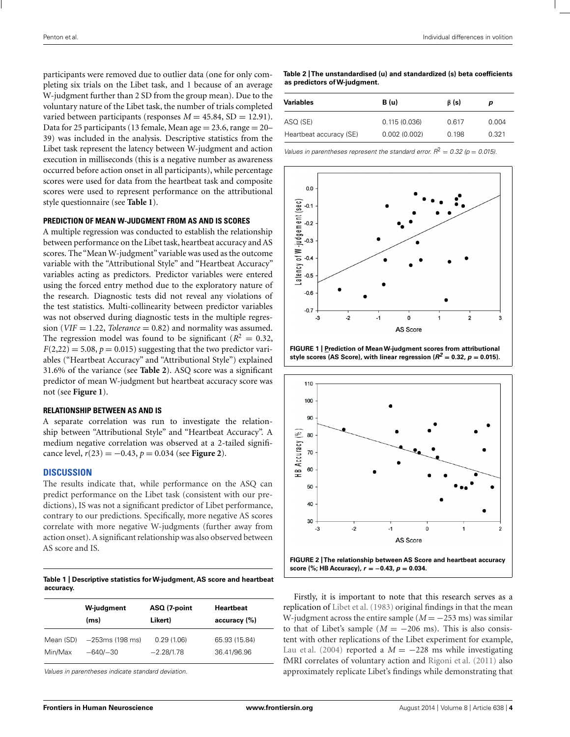participants were removed due to outlier data (one for only completing six trials on the Libet task, and 1 because of an average W-judgment further than 2 SD from the group mean). Due to the voluntary nature of the Libet task, the number of trials completed varied between participants (responses $M = 45.84$, $SD = 12.91$). Data for 25 participants (13 female, Mean age = 23.6, range = 20–39) was included in the analysis. Descriptive statistics from the Libet task represent the latency between W-judgment and action execution in milliseconds (this is a negative number as awareness occurred before action onset in all participants), while percentage scores were used for data from the heartbeat task and composite scores were used to represent performance on the attributional style questionnaire (see **Table 1**).

### PREDICTION OF MEAN W-JUDGMENT FROM AS AND IS SCORES

A multiple regression was conducted to establish the relationship between performance on the Libet task, heartbeat accuracy and AS scores. The "Mean W-judgment" variable was used as the outcome variable with the "Attributional Style" and "Heartbeat Accuracy" variables acting as predictors. Predictor variables were entered using the forced entry method due to the exploratory nature of the research. Diagnostic tests did not reveal any violations of the test statistics. Multi-collinearity between predictor variables was not observed during diagnostic tests in the multiple regression (*VIF* = 1.22, *Tolerance* = 0.82) and normality was assumed. The regression model was found to be significant ($R^2 = 0.32$, $F(2,22) = 5.08$, $p = 0.015$) suggesting that the two predictor variables ("Heartbeat Accuracy" and "Attributional Style") explained 31.6% of the variance (see **Table 2**). ASQ score was a significant predictor of mean W-judgment but heartbeat accuracy score was not (see **Figure 1**).

### RELATIONSHIP BETWEEN AS AND IS

A separate correlation was run to investigate the relationship between "Attributional Style" and "Heartbeat Accuracy". A medium negative correlation was observed at a 2-tailed significance level, $r(23) = -0.43$, $p = 0.034$ (see **Figure 2**).

## DISCUSSION

The results indicate that, while performance on the ASQ can predict performance on the Libet task (consistent with our predictions), IS was not a significant predictor of Libet performance, contrary to our predictions. Specifically, more negative AS scores correlate with more negative W-judgments (further away from action onset). A significant relationship was also observed between AS score and IS.

**Table 1 | Descriptive statistics for W-judgment, AS score and heartbeat accuracy.**

| | W-judgment (ms) | ASQ (7-point Likert) | Heartbeat accuracy (%) |
|---|---|---|---|
| Mean (SD) | −253ms (198 ms) | 0.29 (1.06) | 65.93 (15.84) |
| Min/Max | −640/−30 | −2.28/1.78 | 36.41/96.96 |

*Values in parentheses indicate standard deviation.*

**Table 2 | The unstandardised (u) and standardized (s) beta coefficients as predictors of W-judgment.**

| Variables | B (u) | β (s) | *p* |
|---|---|---|---|
| ASQ (SE) | 0.115 (0.036) | 0.617 | 0.004 |
| Heartbeat accuracy (SE) | 0.002 (0.002) | 0.198 | 0.321 |

*Values in parentheses represent the standard error. $R^2 = 0.32$ ($p = 0.015$).*

Latency of W-judgement (sec)
0.0
-0.1
-0.2
-0.3
-0.4
-0.5
-0.6
-0.7
-3
-2
-1
0
1
2
3
AS Score

**FIGURE 1 | Prediction of Mean W-judgment scores from attributional style scores (AS Score), with linear regression ($R^2 = 0.32$, $p = 0.015$).**

HB Accuracy (%)
110
100
90
80
70
60
50
40
30
-3
-2
-1
0
1
2
AS Score

**FIGURE 2 | The relationship between AS Score and heartbeat accuracy score (%; HB Accuracy), $r = -0.43$, $p = 0.034$.**

Firstly, it is important to note that this research serves as a replication of Libet et al. (1983) original findings in that the mean W-judgment across the entire sample ($M = -253$ ms) was similar to that of Libet's sample ($M = -206$ ms). This is also consistent with other replications of the Libet experiment for example, Lau et al. (2004) reported a $M = -228$ ms while investigating fMRI correlates of voluntary action and Rigoni et al. (2011) also approximately replicate Libet's findings while demonstrating that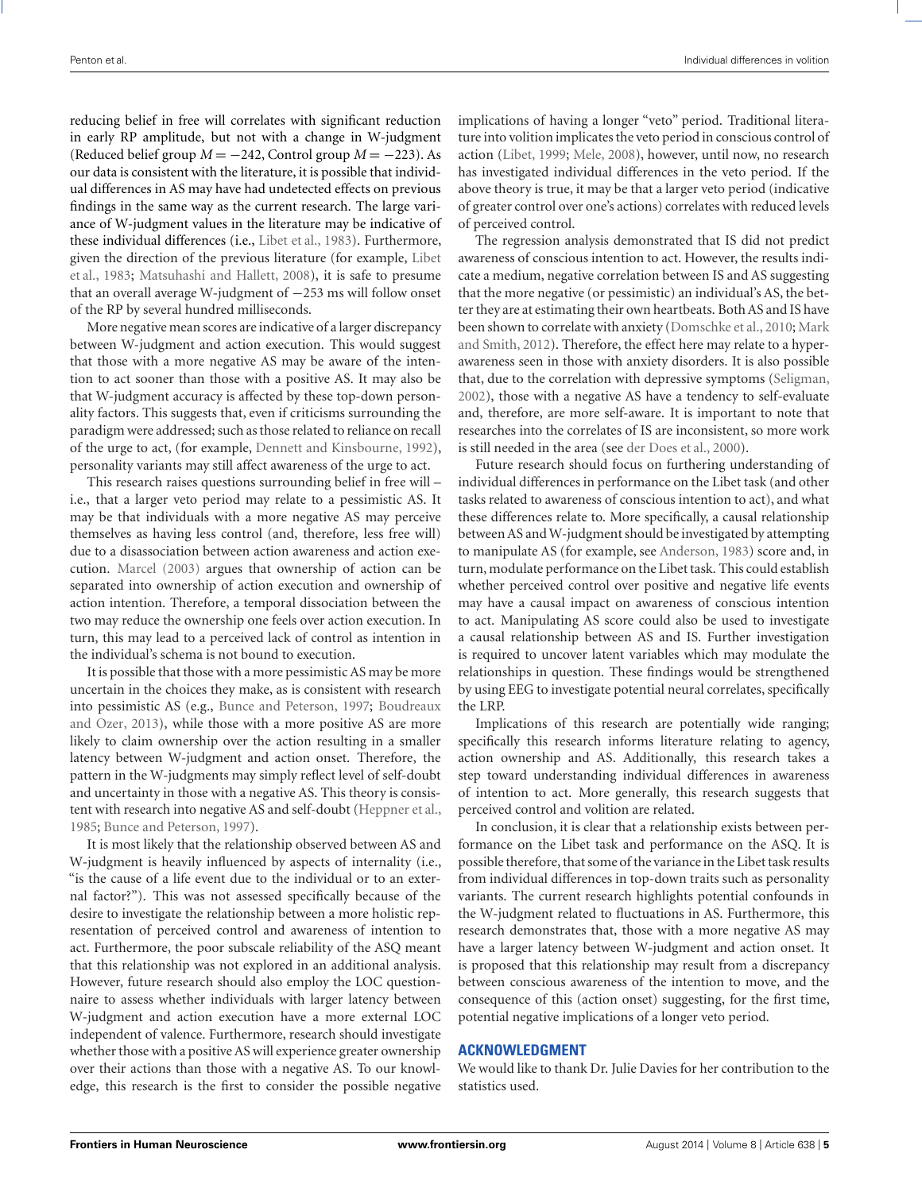reducing belief in free will correlates with significant reduction in early RP amplitude, but not with a change in W-judgment (Reduced belief group $M = -242$, Control group $M = -223$). As our data is consistent with the literature, it is possible that individual differences in AS may have had undetected effects on previous findings in the same way as the current research. The large variance of W-judgment values in the literature may be indicative of these individual differences (i.e., Libet et al., 1983). Furthermore, given the direction of the previous literature (for example, Libet et al., 1983; Matsuhashi and Hallett, 2008), it is safe to presume that an overall average W-judgment of $-253$ ms will follow onset of the RP by several hundred milliseconds.

More negative mean scores are indicative of a larger discrepancy between W-judgment and action execution. This would suggest that those with a more negative AS may be aware of the intention to act sooner than those with a positive AS. It may also be that W-judgment accuracy is affected by these top-down personality factors. This suggests that, even if criticisms surrounding the paradigm were addressed; such as those related to reliance on recall of the urge to act, (for example, Dennett and Kinsbourne, 1992), personality variants may still affect awareness of the urge to act.

This research raises questions surrounding belief in free will – i.e., that a larger veto period may relate to a pessimistic AS. It may be that individuals with a more negative AS may perceive themselves as having less control (and, therefore, less free will) due to a disassociation between action awareness and action execution. Marcel (2003) argues that ownership of action can be separated into ownership of action execution and ownership of action intention. Therefore, a temporal dissociation between the two may reduce the ownership one feels over action execution. In turn, this may lead to a perceived lack of control as intention in the individual's schema is not bound to execution.

It is possible that those with a more pessimistic AS may be more uncertain in the choices they make, as is consistent with research into pessimistic AS (e.g., Bunce and Peterson, 1997; Boudreaux and Ozer, 2013), while those with a more positive AS are more likely to claim ownership over the action resulting in a smaller latency between W-judgment and action onset. Therefore, the pattern in the W-judgments may simply reflect level of self-doubt and uncertainty in those with a negative AS. This theory is consistent with research into negative AS and self-doubt (Heppner et al., 1985; Bunce and Peterson, 1997).

It is most likely that the relationship observed between AS and W-judgment is heavily influenced by aspects of internality (i.e., "is the cause of a life event due to the individual or to an external factor?"). This was not assessed specifically because of the desire to investigate the relationship between a more holistic representation of perceived control and awareness of intention to act. Furthermore, the poor subscale reliability of the ASQ meant that this relationship was not explored in an additional analysis. However, future research should also employ the LOC questionnaire to assess whether individuals with larger latency between W-judgment and action execution have a more external LOC independent of valence. Furthermore, research should investigate whether those with a positive AS will experience greater ownership over their actions than those with a negative AS. To our knowledge, this research is the first to consider the possible negative implications of having a longer "veto" period. Traditional literature into volition implicates the veto period in conscious control of action (Libet, 1999; Mele, 2008), however, until now, no research has investigated individual differences in the veto period. If the above theory is true, it may be that a larger veto period (indicative of greater control over one's actions) correlates with reduced levels of perceived control.

The regression analysis demonstrated that IS did not predict awareness of conscious intention to act. However, the results indicate a medium, negative correlation between IS and AS suggesting that the more negative (or pessimistic) an individual's AS, the better they are at estimating their own heartbeats. Both AS and IS have been shown to correlate with anxiety (Domschke et al., 2010; Mark and Smith, 2012). Therefore, the effect here may relate to a hyper-awareness seen in those with anxiety disorders. It is also possible that, due to the correlation with depressive symptoms (Seligman, 2002), those with a negative AS have a tendency to self-evaluate and, therefore, are more self-aware. It is important to note that researches into the correlates of IS are inconsistent, so more work is still needed in the area (see der Does et al., 2000).

Future research should focus on furthering understanding of individual differences in performance on the Libet task (and other tasks related to awareness of conscious intention to act), and what these differences relate to. More specifically, a causal relationship between AS and W-judgment should be investigated by attempting to manipulate AS (for example, see Anderson, 1983) score and, in turn, modulate performance on the Libet task. This could establish whether perceived control over positive and negative life events may have a causal impact on awareness of conscious intention to act. Manipulating AS score could also be used to investigate a causal relationship between AS and IS. Further investigation is required to uncover latent variables which may modulate the relationships in question. These findings would be strengthened by using EEG to investigate potential neural correlates, specifically the LRP.

Implications of this research are potentially wide ranging; specifically this research informs literature relating to agency, action ownership and AS. Additionally, this research takes a step toward understanding individual differences in awareness of intention to act. More generally, this research suggests that perceived control and volition are related.

In conclusion, it is clear that a relationship exists between performance on the Libet task and performance on the ASQ. It is possible therefore, that some of the variance in the Libet task results from individual differences in top-down traits such as personality variants. The current research highlights potential confounds in the W-judgment related to fluctuations in AS. Furthermore, this research demonstrates that, those with a more negative AS may have a larger latency between W-judgment and action onset. It is proposed that this relationship may result from a discrepancy between conscious awareness of the intention to move, and the consequence of this (action onset) suggesting, for the first time, potential negative implications of a longer veto period.

## ACKNOWLEDGMENT

We would like to thank Dr. Julie Davies for her contribution to the statistics used.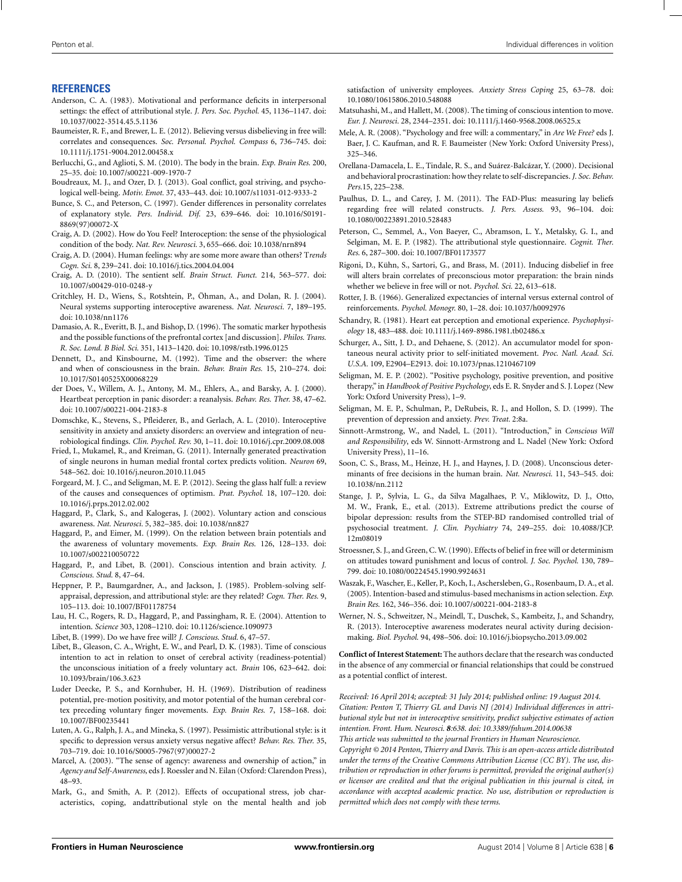## REFERENCES

Anderson, C. A. (1983). Motivational and performance deficits in interpersonal settings: the effect of attributional style. *J. Pers. Soc. Psychol.* 45, 1136–1147. doi: 10.1037/0022-3514.45.5.1136

Baumeister, R. F., and Brewer, L. E. (2012). Believing versus disbelieving in free will: correlates and consequences. *Soc. Personal. Psychol. Compass* 6, 736–745. doi: 10.1111/j.1751-9004.2012.00458.x

Berlucchi, G., and Aglioti, S. M. (2010). The body in the brain. *Exp. Brain Res.* 200, 25–35. doi: 10.1007/s00221-009-1970-7

Boudreaux, M. J., and Ozer, D. J. (2013). Goal conflict, goal striving, and psychological well-being. *Motiv. Emot.* 37, 433–443. doi: 10.1007/s11031-012-9333-2

Bunce, S. C., and Peterson, C. (1997). Gender differences in personality correlates of explanatory style. *Pers. Individ. Dif.* 23, 639–646. doi: 10.1016/S0191-8869(97)00072-X

Craig, A. D. (2002). How do You Feel? Interoception: the sense of the physiological condition of the body. *Nat. Rev. Neurosci.* 3, 655–666. doi: 10.1038/nrn894

Craig, A. D. (2004). Human feelings: why are some more aware than others? T*rends Cogn. Sci.* 8, 239–241. doi: 10.1016/j.tics.2004.04.004

Craig, A. D. (2010). The sentient self. *Brain Struct. Funct.* 214, 563–577. doi: 10.1007/s00429-010-0248-y

Critchley, H. D., Wiens, S., Rotshtein, P., Öhman, A., and Dolan, R. J. (2004). Neural systems supporting interoceptive awareness. *Nat. Neurosci.* 7, 189–195. doi: 10.1038/nn1176

Damasio, A. R., Everitt, B. J., and Bishop, D. (1996). The somatic marker hypothesis and the possible functions of the prefrontal cortex [and discussion]. *Philos. Trans. R. Soc. Lond. B Biol. Sci.* 351, 1413–1420. doi: 10.1098/rstb.1996.0125

Dennett, D., and Kinsbourne, M. (1992). Time and the observer: the where and when of consciousness in the brain. *Behav. Brain Res.* 15, 210–274. doi: 10.1017/S0140525X00068229

der Does, V., Willem, A. J., Antony, M. M., Ehlers, A., and Barsky, A. J. (2000). Heartbeat perception in panic disorder: a reanalysis. *Behav. Res. Ther.* 38, 47–62. doi: 10.1007/s00221-004-2183-8

Domschke, K., Stevens, S., Pfleiderer, B., and Gerlach, A. L. (2010). Interoceptive sensitivity in anxiety and anxiety disorders: an overview and integration of neurobiological findings. *Clin. Psychol. Rev.* 30, 1–11. doi: 10.1016/j.cpr.2009.08.008

Fried, I., Mukamel, R., and Kreiman, G. (2011). Internally generated preactivation of single neurons in human medial frontal cortex predicts volition. *Neuron* 69, 548–562. doi: 10.1016/j.neuron.2010.11.045

Forgeard, M. J. C., and Seligman, M. E. P. (2012). Seeing the glass half full: a review of the causes and consequences of optimism. *Prat. Psychol.* 18, 107–120. doi: 10.1016/j.prps.2012.02.002

Haggard, P., Clark, S., and Kalogeras, J. (2002). Voluntary action and conscious awareness. *Nat. Neurosci.* 5, 382–385. doi: 10.1038/nn827

Haggard, P., and Eimer, M. (1999). On the relation between brain potentials and the awareness of voluntary movements. *Exp. Brain Res.* 126, 128–133. doi: 10.1007/s002210050722

Haggard, P., and Libet, B. (2001). Conscious intention and brain activity. *J. Conscious. Stud.* 8, 47–64.

Heppner, P. P., Baumgardner, A., and Jackson, J. (1985). Problem-solving self-appraisal, depression, and attributional style: are they related? *Cogn. Ther. Res.* 9, 105–113. doi: 10.1007/BF01178754

Lau, H. C., Rogers, R. D., Haggard, P., and Passingham, R. E. (2004). Attention to intention. *Science* 303, 1208–1210. doi: 10.1126/science.1090973

Libet, B. (1999). Do we have free will? *J. Conscious. Stud.* 6, 47–57.

Libet, B., Gleason, C. A., Wright, E. W., and Pearl, D. K. (1983). Time of conscious intention to act in relation to onset of cerebral activity (readiness-potential) the unconscious initiation of a freely voluntary act. *Brain* 106, 623–642. doi: 10.1093/brain/106.3.623

Luder Deecke, P. S., and Kornhuber, H. H. (1969). Distribution of readiness potential, pre-motion positivity, and motor potential of the human cerebral cortex preceding voluntary finger movements. *Exp. Brain Res.* 7, 158–168. doi: 10.1007/BF00235441

Luten, A. G., Ralph, J. A., and Mineka, S. (1997). Pessimistic attributional style: is it specific to depression versus anxiety versus negative affect? *Behav. Res. Ther.* 35, 703–719. doi: 10.1016/S0005-7967(97)00027-2

Marcel, A. (2003). "The sense of agency: awareness and ownership of action," in *Agency and Self-Awareness*, eds J. Roessler and N. Eilan (Oxford: Clarendon Press), 48–93.

Mark, G., and Smith, A. P. (2012). Effects of occupational stress, job characteristics, coping, andattributional style on the mental health and job satisfaction of university employees. *Anxiety Stress Coping* 25, 63–78. doi: 10.1080/10615806.2010.548088

Matsuhashi, M., and Hallett, M. (2008). The timing of conscious intention to move. *Eur. J. Neurosci.* 28, 2344–2351. doi: 10.1111/j.1460-9568.2008.06525.x

Mele, A. R. (2008). "Psychology and free will: a commentary," in *Are We Free?* eds J. Baer, J. C. Kaufman, and R. F. Baumeister (New York: Oxford University Press), 325–346.

Orellana-Damacela, L. E., Tindale, R. S., and Suárez-Balcázar, Y. (2000). Decisional and behavioral procrastination: how they relate to self-discrepancies. *J. Soc. Behav. Pers.*15, 225–238.

Paulhus, D. L., and Carey, J. M. (2011). The FAD-Plus: measuring lay beliefs regarding free will related constructs. *J. Pers. Assess.* 93, 96–104. doi: 10.1080/00223891.2010.528483

Peterson, C., Semmel, A., Von Baeyer, C., Abramson, L. Y., Metalsky, G. I., and Selgiman, M. E. P. (1982). The attributional style questionnaire. *Cognit. Ther. Res.* 6, 287–300. doi: 10.1007/BF01173577

Rigoni, D., Kühn, S., Sartori, G., and Brass, M. (2011). Inducing disbelief in free will alters brain correlates of preconscious motor preparation: the brain ninds whether we believe in free will or not. *Psychol. Sci.* 22, 613–618.

Rotter, J. B. (1966). Generalized expectancies of internal versus external control of reinforcements. *Psychol. Monogr.* 80, 1–28. doi: 10.1037/h0092976

Schandry, R. (1981). Heart eat perception and emotional experience. *Psychophysiology* 18, 483–488. doi: 10.1111/j.1469-8986.1981.tb02486.x

Schurger, A., Sitt, J. D., and Dehaene, S. (2012). An accumulator model for spontaneous neural activity prior to self-initiated movement. *Proc. Natl. Acad. Sci. U.S.A.* 109, E2904–E2913. doi: 10.1073/pnas.1210467109

Seligman, M. E. P. (2002). "Positive psychology, positive prevention, and positive therapy," in *Handbook of Positive Psychology*, eds E. R. Snyder and S. J. Lopez (New York: Oxford University Press), 1–9.

Seligman, M. E. P., Schulman, P., DeRubeis, R. J., and Hollon, S. D. (1999). The prevention of depression and anxiety. *Prev. Treat.* 2:8a.

Sinnott-Armstrong, W., and Nadel, L. (2011). "Introduction," in *Conscious Will and Responsibility*, eds W. Sinnott-Armstrong and L. Nadel (New York: Oxford University Press), 11–16.

Soon, C. S., Brass, M., Heinze, H. J., and Haynes, J. D. (2008). Unconscious determinants of free decisions in the human brain. *Nat. Neurosci.* 11, 543–545. doi: 10.1038/nn.2112

Stange, J. P., Sylvia, L. G., da Silva Magalhaes, P. V., Miklowitz, D. J., Otto, M. W., Frank, E., et al. (2013). Extreme attributions predict the course of bipolar depression: results from the STEP-BD randomised controlled trial of psychosocial treatment. *J. Clin. Psychiatry* 74, 249–255. doi: 10.4088/JCP.12m08019

Stroessner, S. J., and Green, C. W. (1990). Effects of belief in free will or determinism on attitudes toward punishment and locus of control. *J. Soc. Psychol.* 130, 789–799. doi: 10.1080/00224545.1990.9924631

Waszak, F., Wascher, E., Keller, P., Koch, I., Aschersleben, G., Rosenbaum, D. A., et al. (2005). Intention-based and stimulus-based mechanisms in action selection. *Exp. Brain Res.* 162, 346–356. doi: 10.1007/s00221-004-2183-8

Werner, N. S., Schweitzer, N., Meindl, T., Duschek, S., Kambeitz, J., and Schandry, R. (2013). Interoceptive awareness moderates neural activity during decision-making. *Biol. Psychol.* 94, 498–506. doi: 10.1016/j.biopsycho.2013.09.002

**Conflict of Interest Statement:** The authors declare that the research was conducted in the absence of any commercial or financial relationships that could be construed as a potential conflict of interest.

*Received: 16 April 2014; accepted: 31 July 2014; published online: 19 August 2014.*

*Citation: Penton T, Thierry GL and Davis NJ (2014) Individual differences in attributional style but not in interoceptive sensitivity, predict subjective estimates of action intention. Front. Hum. Neurosci.* ***8****:638. doi: 10.3389/fnhum.2014.00638*

*This article was submitted to the journal Frontiers in Human Neuroscience.*

*Copyright © 2014 Penton, Thierry and Davis. This is an open-access article distributed under the terms of the Creative Commons Attribution License (CC BY). The use, distribution or reproduction in other forums is permitted, provided the original author(s) or licensor are credited and that the original publication in this journal is cited, in accordance with accepted academic practice. No use, distribution or reproduction is permitted which does not comply with these terms.*